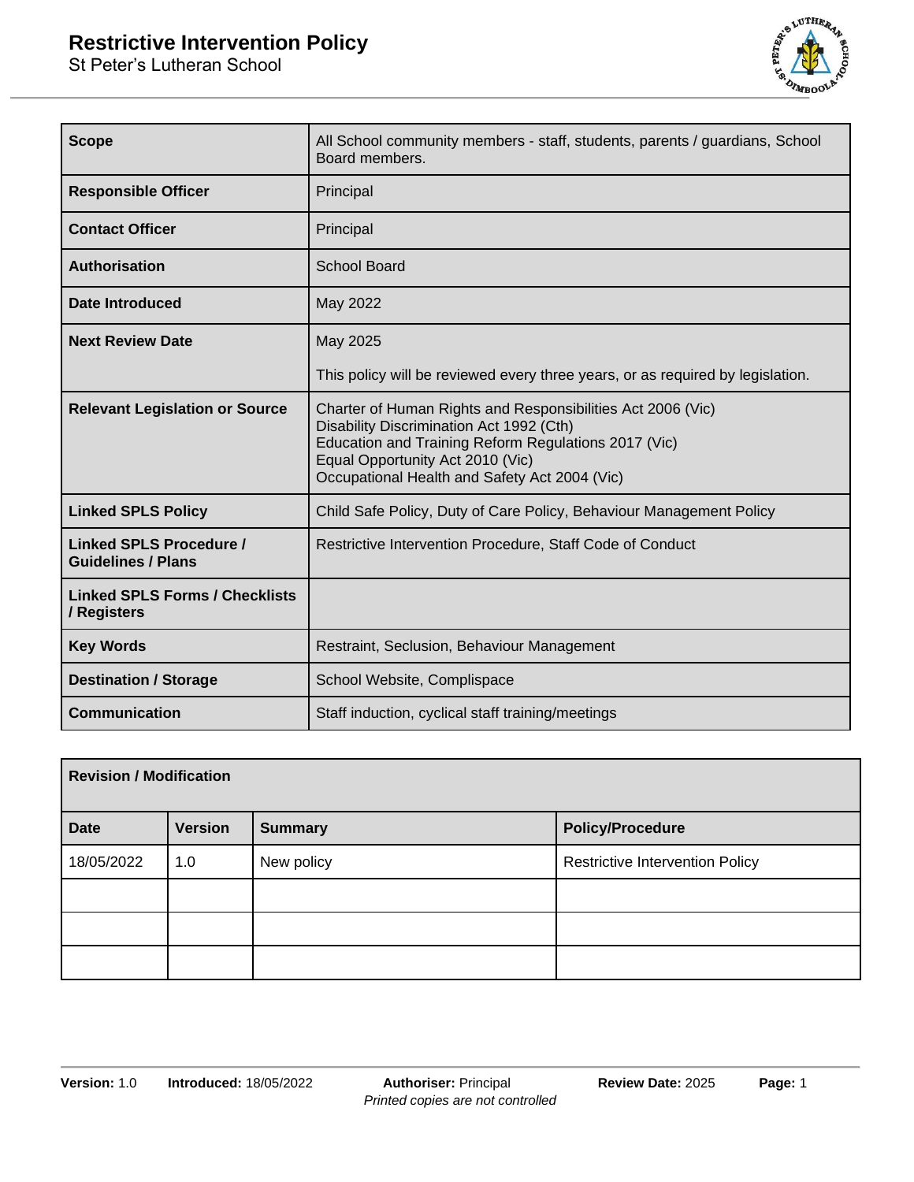# Restrictive Intervention Policy

St Peter's Lutheran School

| | |
|---|---|
| **Scope** | All School community members - staff, students, parents / guardians, School Board members. |
| **Responsible Officer** | Principal |
| **Contact Officer** | Principal |
| **Authorisation** | School Board |
| **Date Introduced** | May 2022 |
| **Next Review Date** | May 2025<br><br>This policy will be reviewed every three years, or as required by legislation. |
| **Relevant Legislation or Source** | Charter of Human Rights and Responsibilities Act 2006 (Vic)<br>Disability Discrimination Act 1992 (Cth)<br>Education and Training Reform Regulations 2017 (Vic)<br>Equal Opportunity Act 2010 (Vic)<br>Occupational Health and Safety Act 2004 (Vic) |
| **Linked SPLS Policy** | Child Safe Policy, Duty of Care Policy, Behaviour Management Policy |
| **Linked SPLS Procedure / Guidelines / Plans** | Restrictive Intervention Procedure, Staff Code of Conduct |
| **Linked SPLS Forms / Checklists / Registers** | |
| **Key Words** | Restraint, Seclusion, Behaviour Management |
| **Destination / Storage** | School Website, Complispace |
| **Communication** | Staff induction, cyclical staff training/meetings |

| **Revision / Modification** | | | |
|---|---|---|---|
| **Date** | **Version** | **Summary** | **Policy/Procedure** |
| 18/05/2022 | 1.0 | New policy | Restrictive Intervention Policy |
| | | | |
| | | | |
| | | | |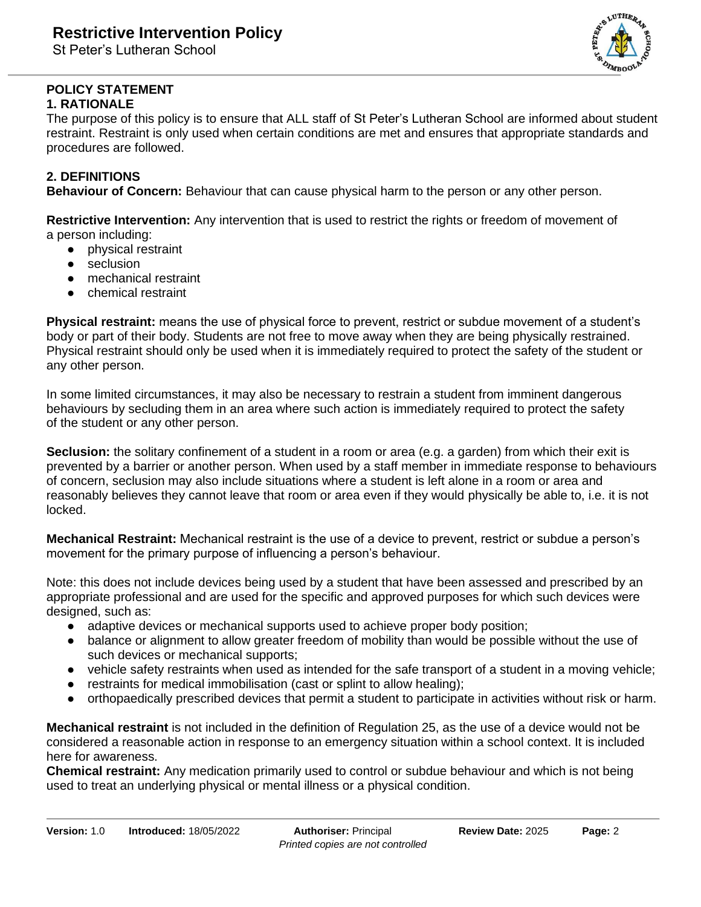## POLICY STATEMENT

### 1. RATIONALE

The purpose of this policy is to ensure that ALL staff of St Peter's Lutheran School are informed about student restraint. Restraint is only used when certain conditions are met and ensures that appropriate standards and procedures are followed.

### 2. DEFINITIONS

**Behaviour of Concern:** Behaviour that can cause physical harm to the person or any other person.

**Restrictive Intervention:** Any intervention that is used to restrict the rights or freedom of movement of a person including:

- physical restraint
- seclusion
- mechanical restraint
- chemical restraint

**Physical restraint:** means the use of physical force to prevent, restrict or subdue movement of a student's body or part of their body. Students are not free to move away when they are being physically restrained. Physical restraint should only be used when it is immediately required to protect the safety of the student or any other person.

In some limited circumstances, it may also be necessary to restrain a student from imminent dangerous behaviours by secluding them in an area where such action is immediately required to protect the safety of the student or any other person.

**Seclusion:** the solitary confinement of a student in a room or area (e.g. a garden) from which their exit is prevented by a barrier or another person. When used by a staff member in immediate response to behaviours of concern, seclusion may also include situations where a student is left alone in a room or area and reasonably believes they cannot leave that room or area even if they would physically be able to, i.e. it is not locked.

**Mechanical Restraint:** Mechanical restraint is the use of a device to prevent, restrict or subdue a person's movement for the primary purpose of influencing a person's behaviour.

Note: this does not include devices being used by a student that have been assessed and prescribed by an appropriate professional and are used for the specific and approved purposes for which such devices were designed, such as:

- adaptive devices or mechanical supports used to achieve proper body position;
- balance or alignment to allow greater freedom of mobility than would be possible without the use of such devices or mechanical supports;
- vehicle safety restraints when used as intended for the safe transport of a student in a moving vehicle;
- restraints for medical immobilisation (cast or splint to allow healing);
- orthopaedically prescribed devices that permit a student to participate in activities without risk or harm.

**Mechanical restraint** is not included in the definition of Regulation 25, as the use of a device would not be considered a reasonable action in response to an emergency situation within a school context. It is included here for awareness.

**Chemical restraint:** Any medication primarily used to control or subdue behaviour and which is not being used to treat an underlying physical or mental illness or a physical condition.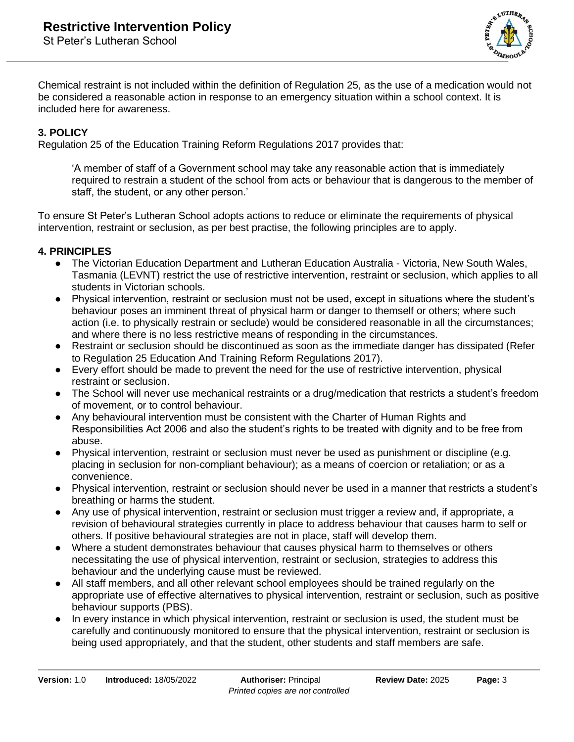Chemical restraint is not included within the definition of Regulation 25, as the use of a medication would not be considered a reasonable action in response to an emergency situation within a school context. It is included here for awareness.

### 3. POLICY

Regulation 25 of the Education Training Reform Regulations 2017 provides that:

> 'A member of staff of a Government school may take any reasonable action that is immediately required to restrain a student of the school from acts or behaviour that is dangerous to the member of staff, the student, or any other person.'

To ensure St Peter's Lutheran School adopts actions to reduce or eliminate the requirements of physical intervention, restraint or seclusion, as per best practise, the following principles are to apply.

### 4. PRINCIPLES

- The Victorian Education Department and Lutheran Education Australia - Victoria, New South Wales, Tasmania (LEVNT) restrict the use of restrictive intervention, restraint or seclusion, which applies to all students in Victorian schools.
- Physical intervention, restraint or seclusion must not be used, except in situations where the student's behaviour poses an imminent threat of physical harm or danger to themself or others; where such action (i.e. to physically restrain or seclude) would be considered reasonable in all the circumstances; and where there is no less restrictive means of responding in the circumstances.
- Restraint or seclusion should be discontinued as soon as the immediate danger has dissipated (Refer to Regulation 25 Education And Training Reform Regulations 2017).
- Every effort should be made to prevent the need for the use of restrictive intervention, physical restraint or seclusion.
- The School will never use mechanical restraints or a drug/medication that restricts a student's freedom of movement, or to control behaviour.
- Any behavioural intervention must be consistent with the Charter of Human Rights and Responsibilities Act 2006 and also the student's rights to be treated with dignity and to be free from abuse.
- Physical intervention, restraint or seclusion must never be used as punishment or discipline (e.g. placing in seclusion for non-compliant behaviour); as a means of coercion or retaliation; or as a convenience.
- Physical intervention, restraint or seclusion should never be used in a manner that restricts a student's breathing or harms the student.
- Any use of physical intervention, restraint or seclusion must trigger a review and, if appropriate, a revision of behavioural strategies currently in place to address behaviour that causes harm to self or others. If positive behavioural strategies are not in place, staff will develop them.
- Where a student demonstrates behaviour that causes physical harm to themselves or others necessitating the use of physical intervention, restraint or seclusion, strategies to address this behaviour and the underlying cause must be reviewed.
- All staff members, and all other relevant school employees should be trained regularly on the appropriate use of effective alternatives to physical intervention, restraint or seclusion, such as positive behaviour supports (PBS).
- In every instance in which physical intervention, restraint or seclusion is used, the student must be carefully and continuously monitored to ensure that the physical intervention, restraint or seclusion is being used appropriately, and that the student, other students and staff members are safe.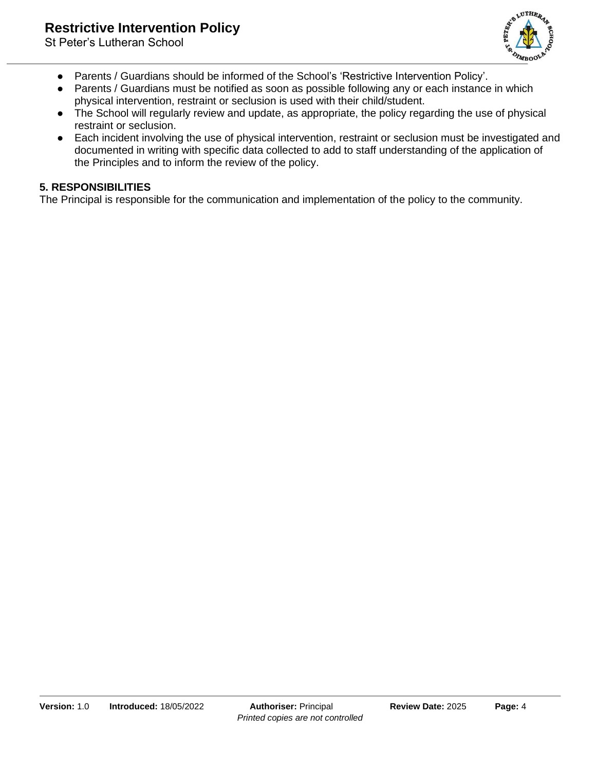- Parents / Guardians should be informed of the School's 'Restrictive Intervention Policy'.
- Parents / Guardians must be notified as soon as possible following any or each instance in which physical intervention, restraint or seclusion is used with their child/student.
- The School will regularly review and update, as appropriate, the policy regarding the use of physical restraint or seclusion.
- Each incident involving the use of physical intervention, restraint or seclusion must be investigated and documented in writing with specific data collected to add to staff understanding of the application of the Principles and to inform the review of the policy.

**5. RESPONSIBILITIES**

The Principal is responsible for the communication and implementation of the policy to the community.